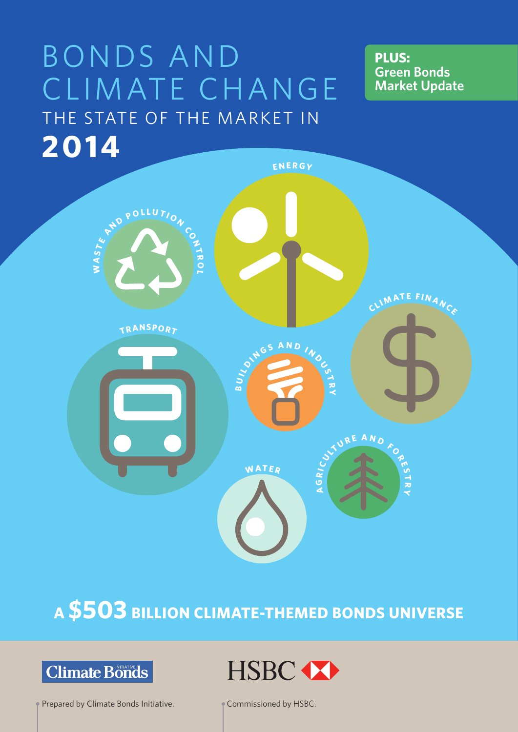# BONDS AND CLIMATE CHANGE

## THE STATE OF THE MARKET IN 2014

**PLUS: Green Bonds Market Update**

ENERGY

WASTE AND POLLUTION CONTROL

CLIMATE FINANCE

TRANSPORT

BUILDINGS AND INDUSTRY

WATER

AGRICULTURE AND FORESTRY

## A $503 BILLION CLIMATE-THEMED BONDS UNIVERSE

Climate Bonds Initiative

HSBC

Prepared by Climate Bonds Initiative.

Commissioned by HSBC.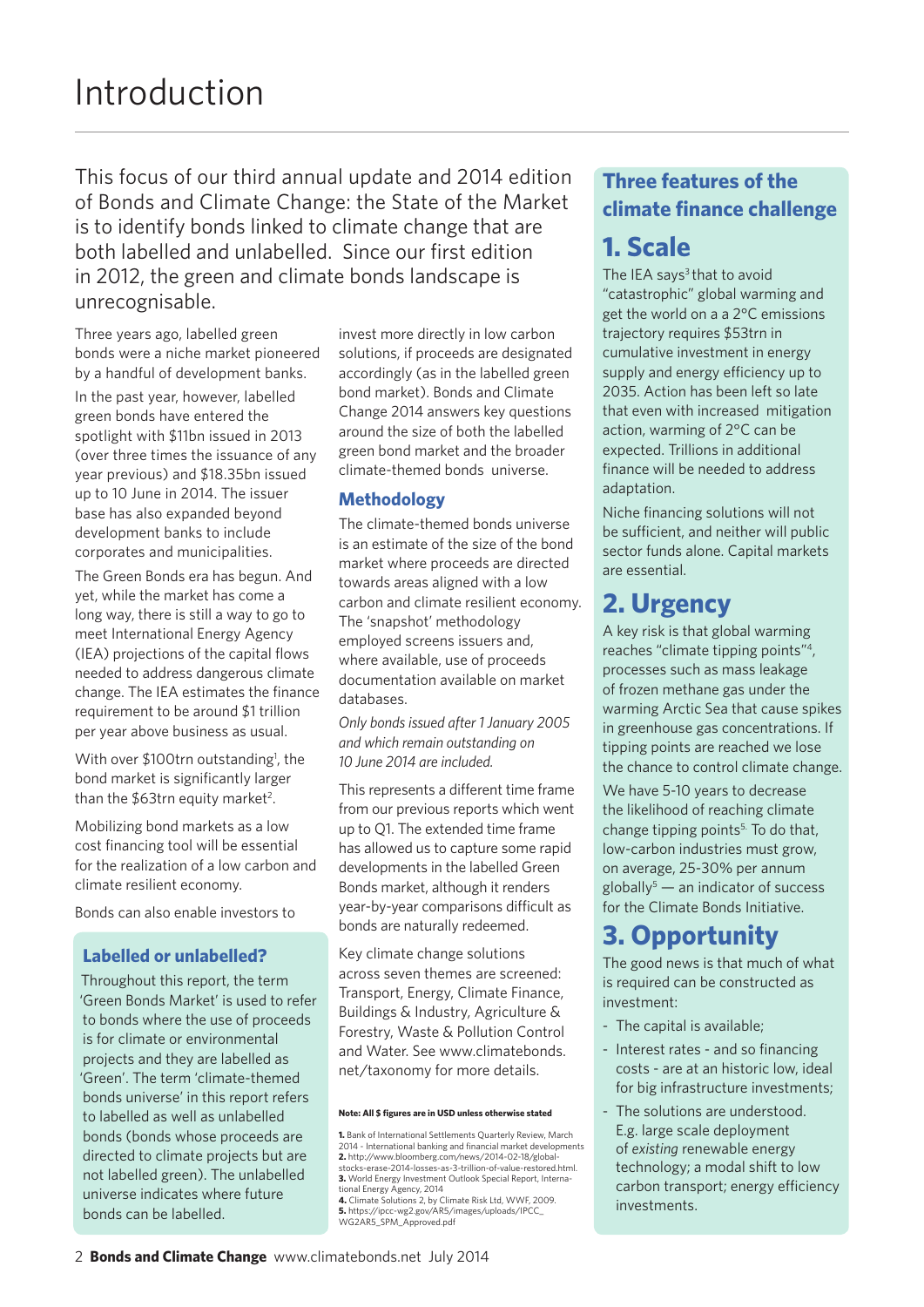# Introduction

This focus of our third annual update and 2014 edition of Bonds and Climate Change: the State of the Market is to identify bonds linked to climate change that are both labelled and unlabelled. Since our first edition in 2012, the green and climate bonds landscape is unrecognisable.

Three years ago, labelled green bonds were a niche market pioneered by a handful of development banks.

In the past year, however, labelled green bonds have entered the spotlight with $11bn issued in 2013 (over three times the issuance of any year previous) and $18.35bn issued up to 10 June in 2014. The issuer base has also expanded beyond development banks to include corporates and municipalities.

The Green Bonds era has begun. And yet, while the market has come a long way, there is still a way to go to meet International Energy Agency (IEA) projections of the capital flows needed to address dangerous climate change. The IEA estimates the finance requirement to be around $1 trillion per year above business as usual.

With over $100trn outstanding[1], the bond market is significantly larger than the $63trn equity market[2].

Mobilizing bond markets as a low cost financing tool will be essential for the realization of a low carbon and climate resilient economy.

Bonds can also enable investors to invest more directly in low carbon solutions, if proceeds are designated accordingly (as in the labelled green bond market). Bonds and Climate Change 2014 answers key questions around the size of both the labelled green bond market and the broader climate-themed bonds universe.

### Labelled or unlabelled?

Throughout this report, the term 'Green Bonds Market' is used to refer to bonds where the use of proceeds is for climate or environmental projects and they are labelled as 'Green'. The term 'climate-themed bonds universe' in this report refers to labelled as well as unlabelled bonds (bonds whose proceeds are directed to climate projects but are not labelled green). The unlabelled universe indicates where future bonds can be labelled.

### Methodology

The climate-themed bonds universe is an estimate of the size of the bond market where proceeds are directed towards areas aligned with a low carbon and climate resilient economy. The 'snapshot' methodology employed screens issuers and, where available, use of proceeds documentation available on market databases.

*Only bonds issued after 1 January 2005 and which remain outstanding on 10 June 2014 are included.*

This represents a different time frame from our previous reports which went up to Q1. The extended time frame has allowed us to capture some rapid developments in the labelled Green Bonds market, although it renders year-by-year comparisons difficult as bonds are naturally redeemed.

Key climate change solutions across seven themes are screened: Transport, Energy, Climate Finance, Buildings & Industry, Agriculture & Forestry, Waste & Pollution Control and Water. See www.climatebonds.net/taxonomy for more details.

**Note: All $ figures are in USD unless otherwise stated**

**1.** Bank of International Settlements Quarterly Review, March 2014 - International banking and financial market developments
**2.** http://www.bloomberg.com/news/2014-02-18/global-stocks-erase-2014-losses-as-3-trillion-of-value-restored.html.
**3.** World Energy Investment Outlook Special Report, International Energy Agency, 2014
**4.** Climate Solutions 2, by Climate Risk Ltd, WWF, 2009.
**5.** https://ipcc-wg2.gov/AR5/images/uploads/IPCC_WG2AR5_SPM_Approved.pdf

## Three features of the climate finance challenge

### 1. Scale

The IEA says[3] that to avoid "catastrophic" global warming and get the world on a a 2°C emissions trajectory requires $53trn in cumulative investment in energy supply and energy efficiency up to 2035. Action has been left so late that even with increased mitigation action, warming of 2°C can be expected. Trillions in additional finance will be needed to address adaptation.

Niche financing solutions will not be sufficient, and neither will public sector funds alone. Capital markets are essential.

### 2. Urgency

A key risk is that global warming reaches "climate tipping points"[4], processes such as mass leakage of frozen methane gas under the warming Arctic Sea that cause spikes in greenhouse gas concentrations. If tipping points are reached we lose the chance to control climate change.

We have 5-10 years to decrease the likelihood of reaching climate change tipping points[5]. To do that, low-carbon industries must grow, on average, 25-30% per annum globally[5] — an indicator of success for the Climate Bonds Initiative.

### 3. Opportunity

The good news is that much of what is required can be constructed as investment:

- The capital is available;
- Interest rates - and so financing costs - are at an historic low, ideal for big infrastructure investments;
- The solutions are understood. E.g. large scale deployment of *existing* renewable energy technology; a modal shift to low carbon transport; energy efficiency investments.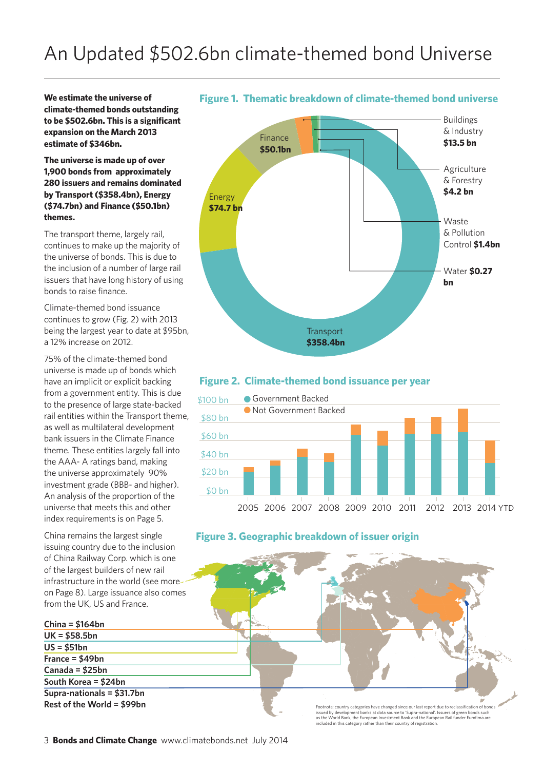# An Updated $502.6bn climate-themed bond Universe

**We estimate the universe of climate-themed bonds outstanding to be $502.6bn. This is a significant expansion on the March 2013 estimate of $346bn.**

**The universe is made up of over 1,900 bonds from approximately 280 issuers and remains dominated by Transport ($358.4bn), Energy ($74.7bn) and Finance ($50.1bn) themes.**

The transport theme, largely rail, continues to make up the majority of the universe of bonds. This is due to the inclusion of a number of large rail issuers that have long history of using bonds to raise finance.

Climate-themed bond issuance continues to grow (Fig. 2) with 2013 being the largest year to date at $95bn, a 12% increase on 2012.

75% of the climate-themed bond universe is made up of bonds which have an implicit or explicit backing from a government entity. This is due to the presence of large state-backed rail entities within the Transport theme, as well as multilateral development bank issuers in the Climate Finance theme. These entities largely fall into the AAA- A ratings band, making the universe approximately 90% investment grade (BBB- and higher). An analysis of the proportion of the universe that meets this and other index requirements is on Page 5.

China remains the largest single issuing country due to the inclusion of China Railway Corp. which is one of the largest builders of new rail infrastructure in the world (see more on Page 8). Large issuance also comes from the UK, US and France.

**Figure 1. Thematic breakdown of climate-themed bond universe**

- Transport **$358.4bn**
- Energy **$74.7 bn**
- Finance **$50.1bn**
- Buildings & Industry **$13.5 bn**
- Agriculture & Forestry **$4.2 bn**
- Waste & Pollution Control **$1.4bn**
- Water **$0.27 bn**

**Figure 2. Climate-themed bond issuance per year**

Legend: Government Backed; Not Government Backed

Years: 2005, 2006, 2007, 2008, 2009, 2010, 2011, 2012, 2013, 2014 YTD

**Figure 3. Geographic breakdown of issuer origin**

**China = $164bn**
**UK = $58.5bn**
**US = $51bn**
**France = $49bn**
**Canada = $25bn**
**South Korea = $24bn**
**Supra-nationals = $31.7bn**
**Rest of the World = $99bn**

Footnote: country categories have changed since our last report due to reclassification of bonds issued by development banks at data source to 'Supra-national'. Issuers of green bonds such as the World Bank, the European Investment Bank and the European Rail funder Eurofima are included in this category rather than their country of registration.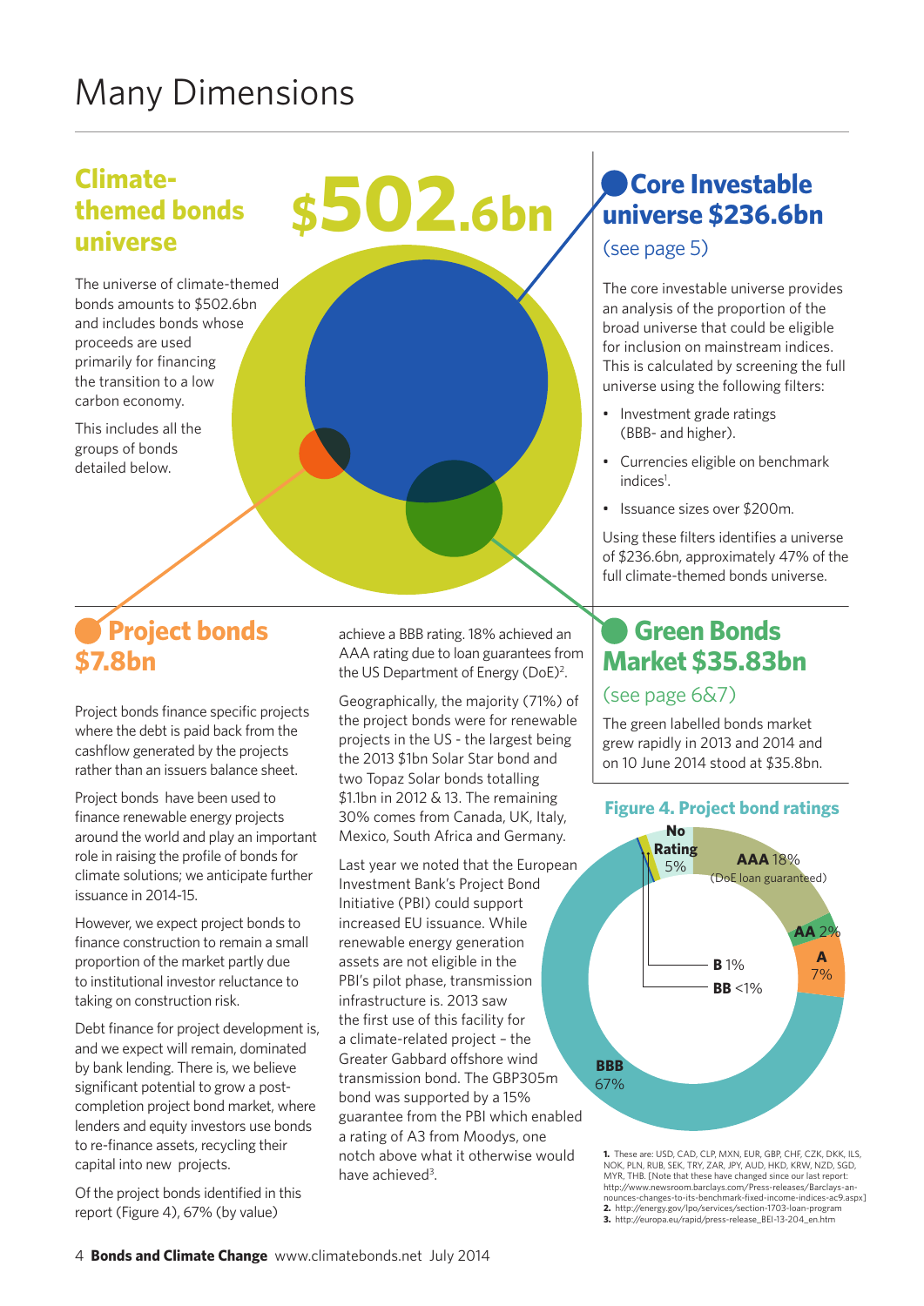# Many Dimensions

## Climate-themed bonds universe $502.6bn

The universe of climate-themed bonds amounts to $502.6bn and includes bonds whose proceeds are used primarily for financing the transition to a low carbon economy.

This includes all the groups of bonds detailed below.

## Core Investable universe $236.6bn

(see page 5)

The core investable universe provides an analysis of the proportion of the broad universe that could be eligible for inclusion on mainstream indices. This is calculated by screening the full universe using the following filters:

- Investment grade ratings (BBB- and higher).
- Currencies eligible on benchmark indices[1].
- Issuance sizes over $200m.

Using these filters identifies a universe of $236.6bn, approximately 47% of the full climate-themed bonds universe.

## Project bonds $7.8bn

Project bonds finance specific projects where the debt is paid back from the cashflow generated by the projects rather than an issuers balance sheet.

Project bonds have been used to finance renewable energy projects around the world and play an important role in raising the profile of bonds for climate solutions; we anticipate further issuance in 2014-15.

However, we expect project bonds to finance construction to remain a small proportion of the market partly due to institutional investor reluctance to taking on construction risk.

Debt finance for project development is, and we expect will remain, dominated by bank lending. There is, we believe significant potential to grow a post-completion project bond market, where lenders and equity investors use bonds to re-finance assets, recycling their capital into new projects.

Of the project bonds identified in this report (Figure 4), 67% (by value) achieve a BBB rating. 18% achieved an AAA rating due to loan guarantees from the US Department of Energy (DoE)[2].

Geographically, the majority (71%) of the project bonds were for renewable projects in the US - the largest being the 2013 $1bn Solar Star bond and two Topaz Solar bonds totalling $1.1bn in 2012 & 13. The remaining 30% comes from Canada, UK, Italy, Mexico, South Africa and Germany.

Last year we noted that the European Investment Bank's Project Bond Initiative (PBI) could support increased EU issuance. While renewable energy generation assets are not eligible in the PBI's pilot phase, transmission infrastructure is. 2013 saw the first use of this facility for a climate-related project – the Greater Gabbard offshore wind transmission bond. The GBP305m bond was supported by a 15% guarantee from the PBI which enabled a rating of A3 from Moodys, one notch above what it otherwise would have achieved[3].

## Green Bonds Market $35.83bn

(see page 6&7)

The green labelled bonds market grew rapidly in 2013 and 2014 and on 10 June 2014 stood at $35.8bn.

**Figure 4. Project bond ratings**

| Rating | Share |
|---|---|
| AAA (DoE loan guaranteed) | 18% |
| AA | 2% |
| A | 7% |
| BBB | 67% |
| BB | <1% |
| B | 1% |
| No Rating | 5% |

1. These are: USD, CAD, CLP, MXN, EUR, GBP, CHF, CZK, DKK, ILS, NOK, PLN, RUB, SEK, TRY, ZAR, JPY, AUD, HKD, KRW, NZD, SGD, MYR, THB. [Note that these have changed since our last report: http://www.newsroom.barclays.com/Press-releases/Barclays-announces-changes-to-its-benchmark-fixed-income-indices-ac9.aspx]
2. http://energy.gov/lpo/services/section-1703-loan-program
3. http://europa.eu/rapid/press-release_BEI-13-204_en.htm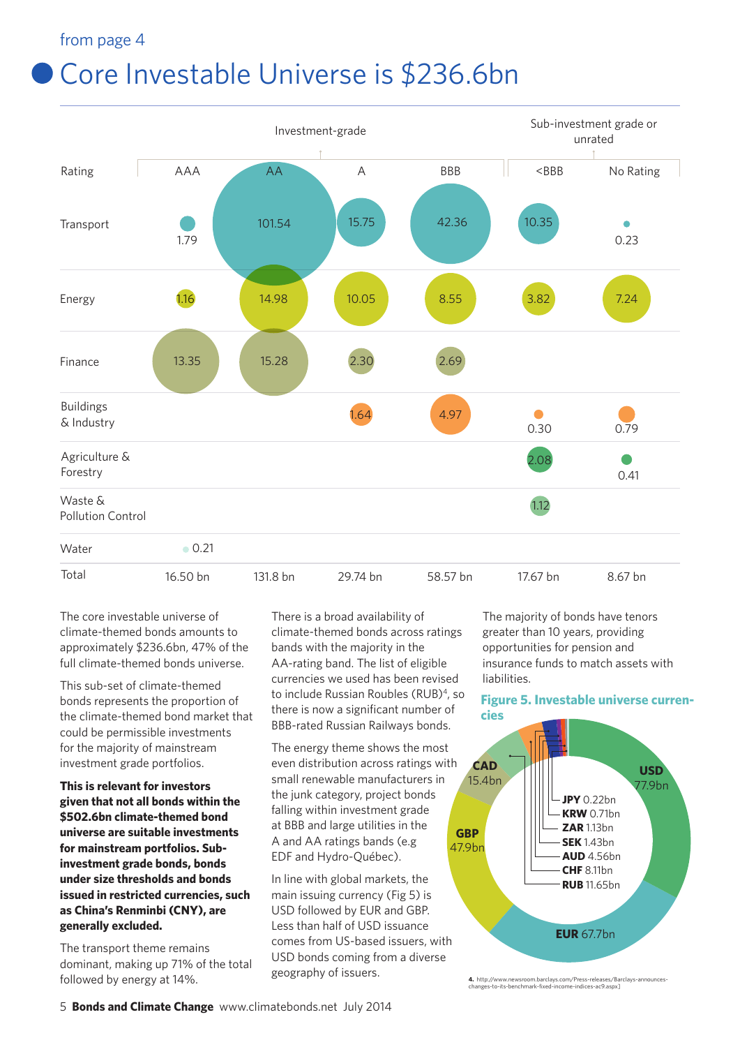from page 4

# Core Investable Universe is $236.6bn

| Rating | AAA | AA | A | BBB | <BBB | No Rating |
|---|---|---|---|---|---|---|
| | Investment-grade | | | | Sub-investment grade or unrated | |
| Transport | 1.79 | 101.54 | 15.75 | 42.36 | 10.35 | 0.23 |
| Energy | 1.16 | 14.98 | 10.05 | 8.55 | 3.82 | 7.24 |
| Finance | 13.35 | 15.28 | 2.30 | 2.69 | | |
| Buildings & Industry | | | 1.64 | 4.97 | 0.30 | 0.79 |
| Agriculture & Forestry | | | | | 2.08 | 0.41 |
| Waste & Pollution Control | | | | | 1.12 | |
| Water | 0.21 | | | | | |
| Total | 16.50 bn | 131.8 bn | 29.74 bn | 58.57 bn | 17.67 bn | 8.67 bn |

The core investable universe of climate-themed bonds amounts to approximately $236.6bn, 47% of the full climate-themed bonds universe.

This sub-set of climate-themed bonds represents the proportion of the climate-themed bond market that could be permissible investments for the majority of mainstream investment grade portfolios.

**This is relevant for investors given that not all bonds within the $502.6bn climate-themed bond universe are suitable investments for mainstream portfolios. Sub-investment grade bonds, bonds under size thresholds and bonds issued in restricted currencies, such as China's Renminbi (CNY), are generally excluded.**

The transport theme remains dominant, making up 71% of the total followed by energy at 14%.

There is a broad availability of climate-themed bonds across ratings bands with the majority in the AA-rating band. The list of eligible currencies we used has been revised to include Russian Roubles (RUB)[4], so there is now a significant number of BBB-rated Russian Railways bonds.

The energy theme shows the most even distribution across ratings with small renewable manufacturers in the junk category, project bonds falling within investment grade at BBB and large utilities in the A and AA ratings bands (e.g EDF and Hydro-Québec).

In line with global markets, the main issuing currency (Fig 5) is USD followed by EUR and GBP. Less than half of USD issuance comes from US-based issuers, with USD bonds coming from a diverse geography of issuers.

The majority of bonds have tenors greater than 10 years, providing opportunities for pension and insurance funds to match assets with liabilities.

**Figure 5. Investable universe currencies**

| Currency | Amount |
|---|---|
| USD | 77.9bn |
| EUR | 67.7bn |
| GBP | 47.9bn |
| CAD | 15.4bn |
| RUB | 11.65bn |
| CHF | 8.11bn |
| AUD | 4.56bn |
| SEK | 1.43bn |
| ZAR | 1.13bn |
| KRW | 0.71bn |
| JPY | 0.22bn |

4. http://www.newsroom.barclays.com/Press-releases/Barclays-announces-changes-to-its-benchmark-fixed-income-indices-ac9.aspx]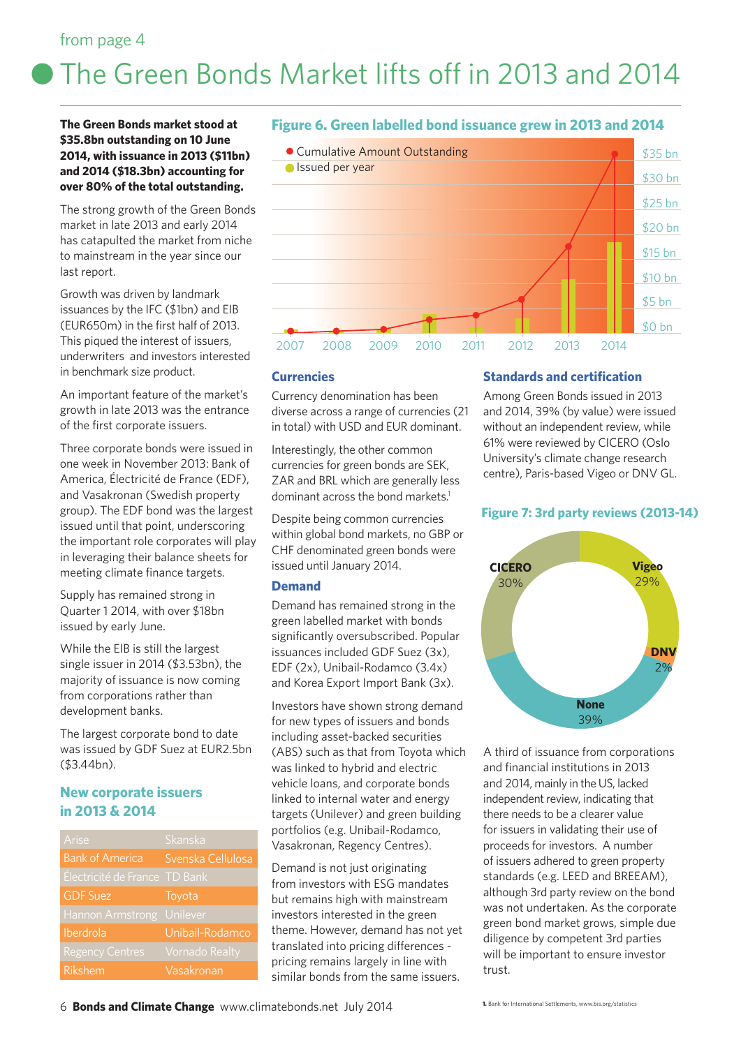from page 4

# The Green Bonds Market lifts off in 2013 and 2014

**The Green Bonds market stood at $35.8bn outstanding on 10 June 2014, with issuance in 2013 ($11bn) and 2014 ($18.3bn) accounting for over 80% of the total outstanding.**

The strong growth of the Green Bonds market in late 2013 and early 2014 has catapulted the market from niche to mainstream in the year since our last report.

Growth was driven by landmark issuances by the IFC ($1bn) and EIB (EUR650m) in the first half of 2013. This piqued the interest of issuers, underwriters and investors interested in benchmark size product.

An important feature of the market's growth in late 2013 was the entrance of the first corporate issuers.

Three corporate bonds were issued in one week in November 2013: Bank of America, Électricité de France (EDF), and Vasakronan (Swedish property group). The EDF bond was the largest issued until that point, underscoring the important role corporates will play in leveraging their balance sheets for meeting climate finance targets.

Supply has remained strong in Quarter 1 2014, with over $18bn issued by early June.

While the EIB is still the largest single issuer in 2014 ($3.53bn), the majority of issuance is now coming from corporations rather than development banks.

The largest corporate bond to date was issued by GDF Suez at EUR2.5bn ($3.44bn).

## New corporate issuers in 2013 & 2014

| | |
|---|---|
| Arise | Skanska |
| Bank of America | Svenska Cellulosa |
| Électricité de France | TD Bank |
| GDF Suez | Toyota |
| Hannon Armstrong | Unilever |
| Iberdrola | Unibail-Rodamco |
| Regency Centres | Vornado Realty |
| Rikshem | Vasakronan |

### Figure 6. Green labelled bond issuance grew in 2013 and 2014

- Cumulative Amount Outstanding
- Issued per year

(Chart: x-axis 2007–2014; y-axis $0 bn – $35 bn)

## Currencies

Currency denomination has been diverse across a range of currencies (21 in total) with USD and EUR dominant.

Interestingly, the other common currencies for green bonds are SEK, ZAR and BRL which are generally less dominant across the bond markets.[1]

Despite being common currencies within global bond markets, no GBP or CHF denominated green bonds were issued until January 2014.

## Demand

Demand has remained strong in the green labelled market with bonds significantly oversubscribed. Popular issuances included GDF Suez (3x), EDF (2x), Unibail-Rodamco (3.4x) and Korea Export Import Bank (3x).

Investors have shown strong demand for new types of issuers and bonds including asset-backed securities (ABS) such as that from Toyota which was linked to hybrid and electric vehicle loans, and corporate bonds linked to internal water and energy targets (Unilever) and green building portfolios (e.g. Unibail-Rodamco, Vasakronan, Regency Centres).

Demand is not just originating from investors with ESG mandates but remains high with mainstream investors interested in the green theme. However, demand has not yet translated into pricing differences - pricing remains largely in line with similar bonds from the same issuers.

## Standards and certification

Among Green Bonds issued in 2013 and 2014, 39% (by value) were issued without an independent review, while 61% were reviewed by CICERO (Oslo University's climate change research centre), Paris-based Vigeo or DNV GL.

### Figure 7: 3rd party reviews (2013-14)

- CICERO 30%
- Vigeo 29%
- DNV 2%
- None 39%

A third of issuance from corporations and financial institutions in 2013 and 2014, mainly in the US, lacked independent review, indicating that there needs to be a clearer value for issuers in validating their use of proceeds for investors. A number of issuers adhered to green property standards (e.g. LEED and BREEAM), although 3rd party review on the bond was not undertaken. As the corporate green bond market grows, simple due diligence by competent 3rd parties will be important to ensure investor trust.

[1] Bank for International Settlements, www.bis.org/statistics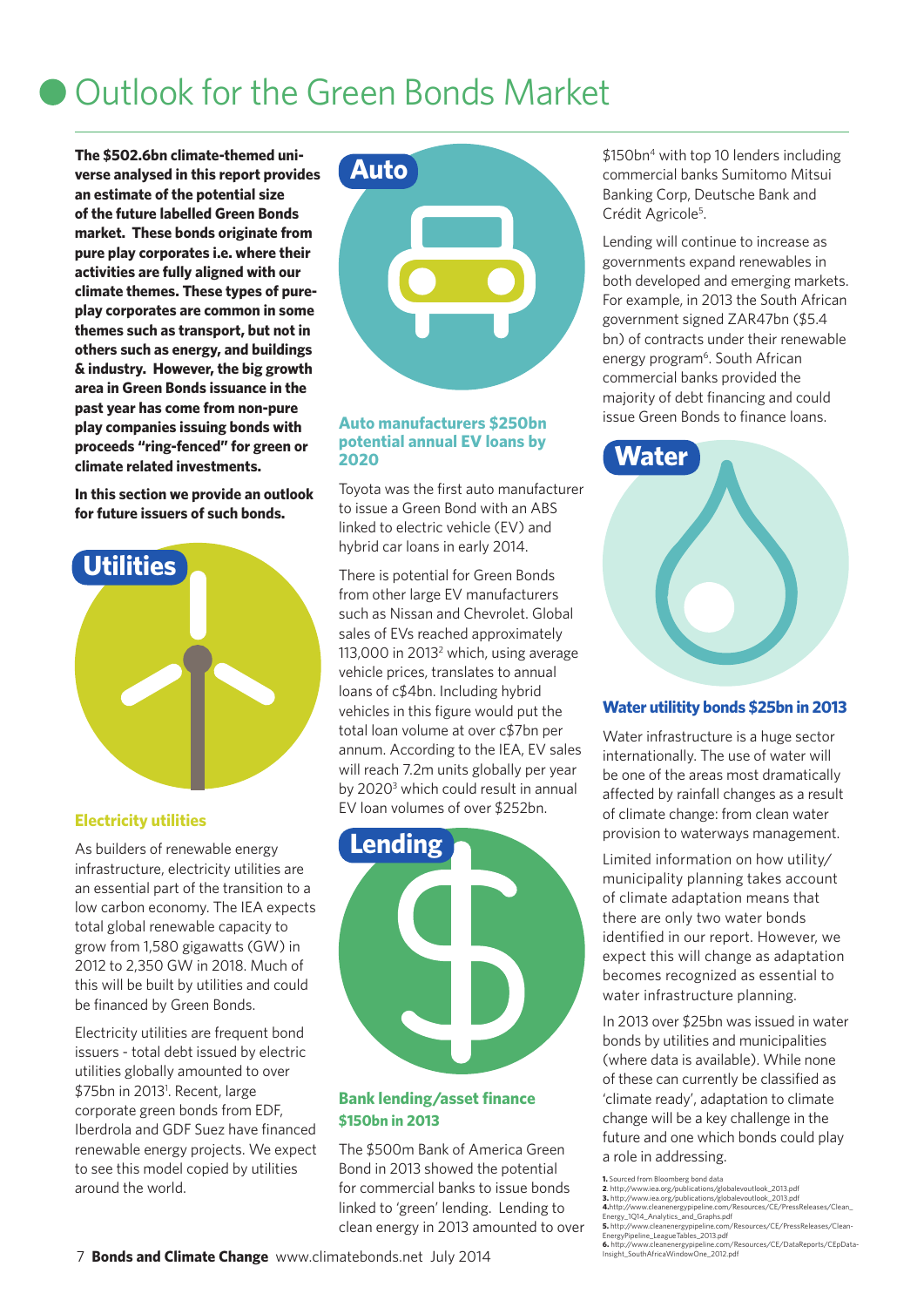# Outlook for the Green Bonds Market

**The $502.6bn climate-themed universe analysed in this report provides an estimate of the potential size of the future labelled Green Bonds market. These bonds originate from pure play corporates i.e. where their activities are fully aligned with our climate themes. These types of pure-play corporates are common in some themes such as transport, but not in others such as energy, and buildings & industry. However, the big growth area in Green Bonds issuance in the past year has come from non-pure play companies issuing bonds with proceeds "ring-fenced" for green or climate related investments.**

**In this section we provide an outlook for future issuers of such bonds.**

## Utilities

### Electricity utilities

As builders of renewable energy infrastructure, electricity utilities are an essential part of the transition to a low carbon economy. The IEA expects total global renewable capacity to grow from 1,580 gigawatts (GW) in 2012 to 2,350 GW in 2018. Much of this will be built by utilities and could be financed by Green Bonds.

Electricity utilities are frequent bond issuers - total debt issued by electric utilities globally amounted to over $75bn in 2013[1]. Recent, large corporate green bonds from EDF, Iberdrola and GDF Suez have financed renewable energy projects. We expect to see this model copied by utilities around the world.

## Auto

### Auto manufacturers $250bn potential annual EV loans by 2020

Toyota was the first auto manufacturer to issue a Green Bond with an ABS linked to electric vehicle (EV) and hybrid car loans in early 2014.

There is potential for Green Bonds from other large EV manufacturers such as Nissan and Chevrolet. Global sales of EVs reached approximately 113,000 in 2013[2] which, using average vehicle prices, translates to annual loans of c$4bn. Including hybrid vehicles in this figure would put the total loan volume at over c$7bn per annum. According to the IEA, EV sales will reach 7.2m units globally per year by 2020[3] which could result in annual EV loan volumes of over $252bn.

## Lending

### Bank lending/asset finance $150bn in 2013

The $500m Bank of America Green Bond in 2013 showed the potential for commercial banks to issue bonds linked to 'green' lending. Lending to clean energy in 2013 amounted to over $150bn[4] with top 10 lenders including commercial banks Sumitomo Mitsui Banking Corp, Deutsche Bank and Crédit Agricole[5].

Lending will continue to increase as governments expand renewables in both developed and emerging markets. For example, in 2013 the South African government signed ZAR47bn ($5.4 bn) of contracts under their renewable energy program[6]. South African commercial banks provided the majority of debt financing and could issue Green Bonds to finance loans.

## Water

### Water utility bonds $25bn in 2013

Water infrastructure is a huge sector internationally. The use of water will be one of the areas most dramatically affected by rainfall changes as a result of climate change: from clean water provision to waterways management.

Limited information on how utility/municipality planning takes account of climate adaptation means that there are only two water bonds identified in our report. However, we expect this will change as adaptation becomes recognized as essential to water infrastructure planning.

In 2013 over $25bn was issued in water bonds by utilities and municipalities (where data is available). While none of these can currently be classified as 'climate ready', adaptation to climate change will be a key challenge in the future and one which bonds could play a role in addressing.

1. Sourced from Bloomberg bond data
2. http://www.iea.org/publications/globalevoutlook_2013.pdf
3. http://www.iea.org/publications/globalevoutlook_2013.pdf
4. http://www.cleanenergypipeline.com/Resources/CE/PressReleases/Clean_Energy_1Q14_Analytics_and_Graphs.pdf
5. http://www.cleanenergypipeline.com/Resources/CE/PressReleases/Clean-EnergyPipeline_LeagueTables_2013.pdf
6. http://www.cleanenergypipeline.com/Resources/CE/DataReports/CEpData-Insight_SouthAfricaWindowOne_2012.pdf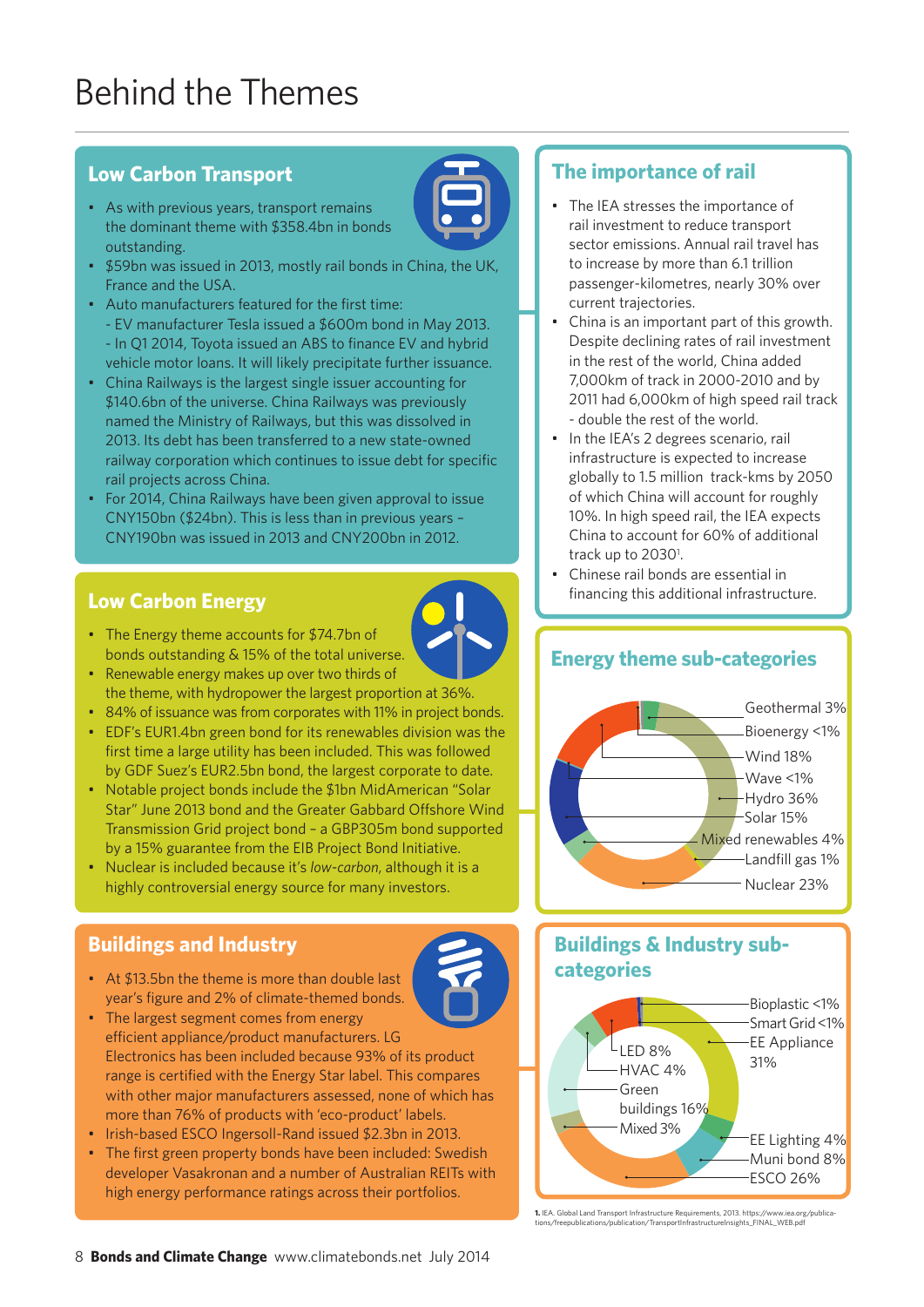# Behind the Themes

## Low Carbon Transport

- As with previous years, transport remains the dominant theme with $358.4bn in bonds outstanding.
- $59bn was issued in 2013, mostly rail bonds in China, the UK, France and the USA.
- Auto manufacturers featured for the first time:
  - EV manufacturer Tesla issued a $600m bond in May 2013.
  - In Q1 2014, Toyota issued an ABS to finance EV and hybrid vehicle motor loans. It will likely precipitate further issuance.
- China Railways is the largest single issuer accounting for $140.6bn of the universe. China Railways was previously named the Ministry of Railways, but this was dissolved in 2013. Its debt has been transferred to a new state-owned railway corporation which continues to issue debt for specific rail projects across China.
- For 2014, China Railways have been given approval to issue CNY150bn ($24bn). This is less than in previous years – CNY190bn was issued in 2013 and CNY200bn in 2012.

## Low Carbon Energy

- The Energy theme accounts for $74.7bn of bonds outstanding & 15% of the total universe.
- Renewable energy makes up over two thirds of the theme, with hydropower the largest proportion at 36%.
- 84% of issuance was from corporates with 11% in project bonds.
- EDF's EUR1.4bn green bond for its renewables division was the first time a large utility has been included. This was followed by GDF Suez's EUR2.5bn bond, the largest corporate to date.
- Notable project bonds include the $1bn MidAmerican "Solar Star" June 2013 bond and the Greater Gabbard Offshore Wind Transmission Grid project bond – a GBP305m bond supported by a 15% guarantee from the EIB Project Bond Initiative.
- Nuclear is included because it's *low-carbon*, although it is a highly controversial energy source for many investors.

## Buildings and Industry

- At $13.5bn the theme is more than double last year's figure and 2% of climate-themed bonds.
- The largest segment comes from energy efficient appliance/product manufacturers. LG Electronics has been included because 93% of its product range is certified with the Energy Star label. This compares with other major manufacturers assessed, none of which has more than 76% of products with 'eco-product' labels.
- Irish-based ESCO Ingersoll-Rand issued $2.3bn in 2013.
- The first green property bonds have been included: Swedish developer Vasakronan and a number of Australian REITs with high energy performance ratings across their portfolios.

## The importance of rail

- The IEA stresses the importance of rail investment to reduce transport sector emissions. Annual rail travel has to increase by more than 6.1 trillion passenger-kilometres, nearly 30% over current trajectories.
- China is an important part of this growth. Despite declining rates of rail investment in the rest of the world, China added 7,000km of track in 2000-2010 and by 2011 had 6,000km of high speed rail track - double the rest of the world.
- In the IEA's 2 degrees scenario, rail infrastructure is expected to increase globally to 1.5 million track-kms by 2050 of which China will account for roughly 10%. In high speed rail, the IEA expects China to account for 60% of additional track up to 2030[1].
- Chinese rail bonds are essential in financing this additional infrastructure.

## Energy theme sub-categories

- Geothermal 3%
- Bioenergy <1%
- Wind 18%
- Wave <1%
- Hydro 36%
- Solar 15%
- Mixed renewables 4%
- Landfill gas 1%
- Nuclear 23%

## Buildings & Industry sub-categories

- Bioplastic <1%
- Smart Grid <1%
- EE Appliance 31%
- LED 8%
- HVAC 4%
- Green buildings 16%
- Mixed 3%
- EE Lighting 4%
- Muni bond 8%
- ESCO 26%

1. IEA. Global Land Transport Infrastructure Requirements, 2013. https://www.iea.org/publications/freepublications/publication/TransportInfrastructureInsights_FINAL_WEB.pdf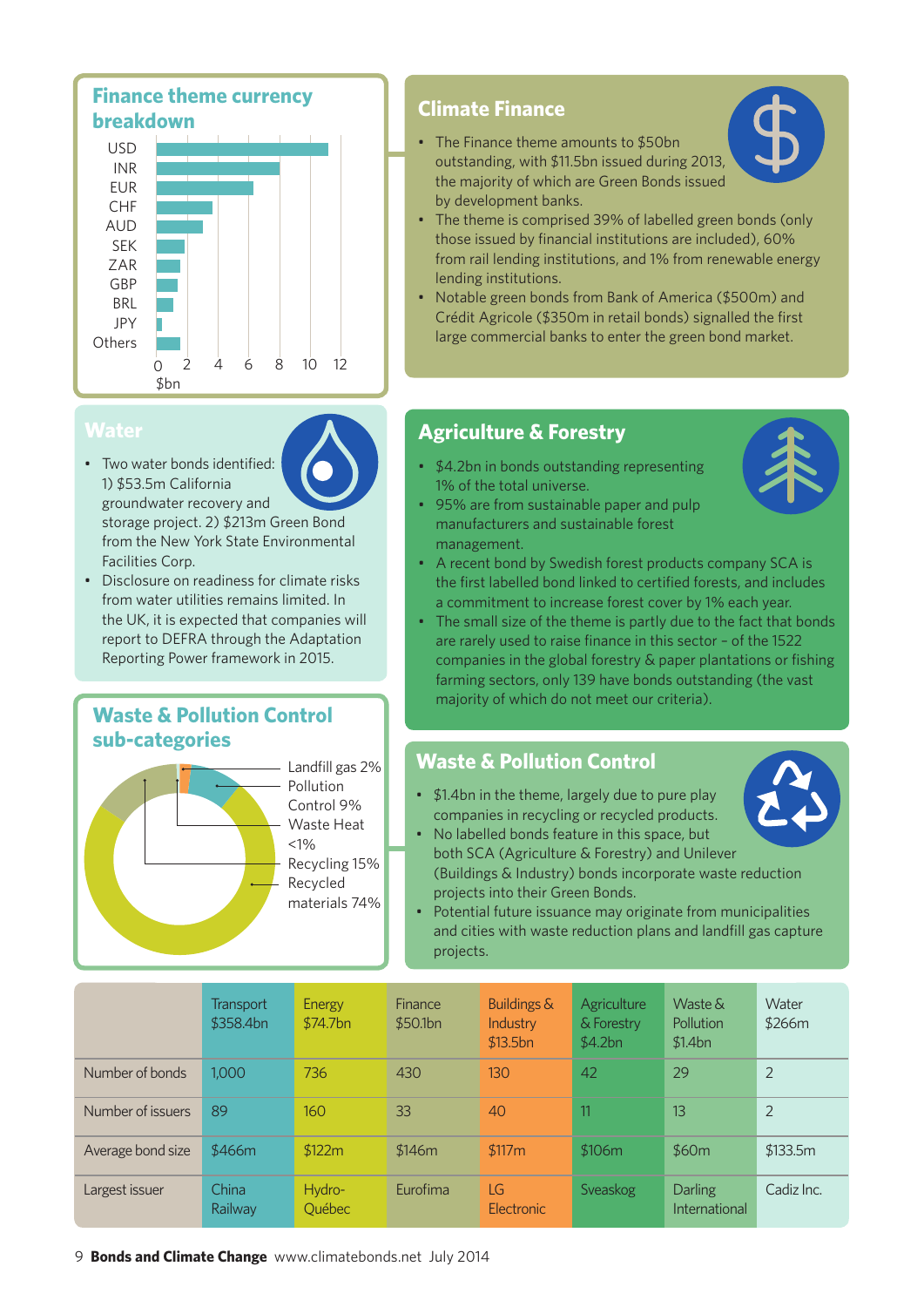## Finance theme currency breakdown

| Currency | $bn (approx.) |
|---|---|
| USD | ~11.2 |
| INR | ~8 |
| EUR | ~6.3 |
| CHF | ~3.7 |
| AUD | ~3 |
| SEK | ~1.8 |
| ZAR | ~1.6 |
| GBP | ~1.4 |
| BRL | ~1.1 |
| JPY | ~0.4 |
| Others | ~1.6 |

## Climate Finance

- The Finance theme amounts to $50bn outstanding, with $11.5bn issued during 2013, the majority of which are Green Bonds issued by development banks.
- The theme is comprised 39% of labelled green bonds (only those issued by financial institutions are included), 60% from rail lending institutions, and 1% from renewable energy lending institutions.
- Notable green bonds from Bank of America ($500m) and Crédit Agricole ($350m in retail bonds) signalled the first large commercial banks to enter the green bond market.

## Water

- Two water bonds identified: 1) $53.5m California groundwater recovery and storage project. 2) $213m Green Bond from the New York State Environmental Facilities Corp.
- Disclosure on readiness for climate risks from water utilities remains limited. In the UK, it is expected that companies will report to DEFRA through the Adaptation Reporting Power framework in 2015.

## Agriculture & Forestry

- $4.2bn in bonds outstanding representing 1% of the total universe.
- 95% are from sustainable paper and pulp manufacturers and sustainable forest management.
- A recent bond by Swedish forest products company SCA is the first labelled bond linked to certified forests, and includes a commitment to increase forest cover by 1% each year.
- The small size of the theme is partly due to the fact that bonds are rarely used to raise finance in this sector – of the 1522 companies in the global forestry & paper plantations or fishing farming sectors, only 139 have bonds outstanding (the vast majority of which do not meet our criteria).

## Waste & Pollution Control sub-categories

- Landfill gas 2%
- Pollution Control 9%
- Waste Heat <1%
- Recycling 15%
- Recycled materials 74%

## Waste & Pollution Control

- $1.4bn in the theme, largely due to pure play companies in recycling or recycled products.
- No labelled bonds feature in this space, but both SCA (Agriculture & Forestry) and Unilever (Buildings & Industry) bonds incorporate waste reduction projects into their Green Bonds.
- Potential future issuance may originate from municipalities and cities with waste reduction plans and landfill gas capture projects.

| | Transport $358.4bn | Energy $74.7bn | Finance $50.1bn | Buildings & Industry $13.5bn | Agriculture & Forestry $4.2bn | Waste & Pollution $1.4bn | Water $266m |
|---|---|---|---|---|---|---|---|
| Number of bonds | 1,000 | 736 | 430 | 130 | 42 | 29 | 2 |
| Number of issuers | 89 | 160 | 33 | 40 | 11 | 13 | 2 |
| Average bond size | $466m | $122m | $146m | $117m | $106m | $60m | $133.5m |
| Largest issuer | China Railway | Hydro-Québec | Eurofima | LG Electronic | Sveaskog | Darling International | Cadiz Inc. |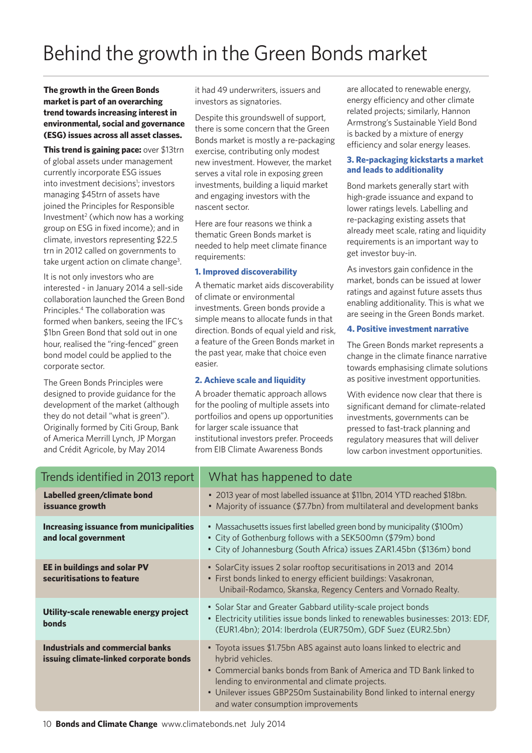# Behind the growth in the Green Bonds market

**The growth in the Green Bonds market is part of an overarching trend towards increasing interest in environmental, social and governance (ESG) issues across all asset classes.**

**This trend is gaining pace:** over $13trn of global assets under management currently incorporate ESG issues into investment decisions[1]; investors managing $45trn of assets have joined the Principles for Responsible Investment[2] (which now has a working group on ESG in fixed income); and in climate, investors representing $22.5 trn in 2012 called on governments to take urgent action on climate change[3].

It is not only investors who are interested - in January 2014 a sell-side collaboration launched the Green Bond Principles.[4] The collaboration was formed when bankers, seeing the IFC's $1bn Green Bond that sold out in one hour, realised the "ring-fenced" green bond model could be applied to the corporate sector.

The Green Bonds Principles were designed to provide guidance for the development of the market (although they do not detail "what is green"). Originally formed by Citi Group, Bank of America Merrill Lynch, JP Morgan and Crédit Agricole, by May 2014 it had 49 underwriters, issuers and investors as signatories.

Despite this groundswell of support, there is some concern that the Green Bonds market is mostly a re-packaging exercise, contributing only modest new investment. However, the market serves a vital role in exposing green investments, building a liquid market and engaging investors with the nascent sector.

Here are four reasons we think a thematic Green Bonds market is needed to help meet climate finance requirements:

### 1. Improved discoverability

A thematic market aids discoverability of climate or environmental investments. Green bonds provide a simple means to allocate funds in that direction. Bonds of equal yield and risk, a feature of the Green Bonds market in the past year, make that choice even easier.

### 2. Achieve scale and liquidity

A broader thematic approach allows for the pooling of multiple assets into portfoilios and opens up opportunities for larger scale issuance that institutional investors prefer. Proceeds from EIB Climate Awareness Bonds are allocated to renewable energy, energy efficiency and other climate related projects; similarly, Hannon Armstrong's Sustainable Yield Bond is backed by a mixture of energy efficiency and solar energy leases.

### 3. Re-packaging kickstarts a market and leads to additionality

Bond markets generally start with high-grade issuance and expand to lower ratings levels. Labelling and re-packaging existing assets that already meet scale, rating and liquidity requirements is an important way to get investor buy-in.

As investors gain confidence in the market, bonds can be issued at lower ratings and against future assets thus enabling additionality. This is what we are seeing in the Green Bonds market.

### 4. Positive investment narrative

The Green Bonds market represents a change in the climate finance narrative towards emphasising climate solutions as positive investment opportunities.

With evidence now clear that there is significant demand for climate-related investments, governments can be pressed to fast-track planning and regulatory measures that will deliver low carbon investment opportunities.

| Trends identified in 2013 report | What has happened to date |
|---|---|
| **Labelled green/climate bond issuance growth** | • 2013 year of most labelled issuance at $11bn, 2014 YTD reached $18bn.<br>• Majority of issuance ($7.7bn) from multilateral and development banks |
| **Increasing issuance from municipalities and local government** | • Massachusetts issues first labelled green bond by municipality ($100m)<br>• City of Gothenburg follows with a SEK500mn ($79m) bond<br>• City of Johannesburg (South Africa) issues ZAR1.45bn ($136m) bond |
| **EE in buildings and solar PV securitisations to feature** | • SolarCity issues 2 solar rooftop securitisations in 2013 and 2014<br>• First bonds linked to energy efficient buildings: Vasakronan, Unibail-Rodamco, Skanska, Regency Centers and Vornado Realty. |
| **Utility-scale renewable energy project bonds** | • Solar Star and Greater Gabbard utility-scale project bonds<br>• Electricity utilities issue bonds linked to renewables businesses: 2013: EDF, (EUR1.4bn); 2014: Iberdrola (EUR750m), GDF Suez (EUR2.5bn) |
| **Industrials and commercial banks issuing climate-linked corporate bonds** | • Toyota issues $1.75bn ABS against auto loans linked to electric and hybrid vehicles.<br>• Commercial banks bonds from Bank of America and TD Bank linked to lending to environmental and climate projects.<br>• Unilever issues GBP250m Sustainability Bond linked to internal energy and water consumption improvements |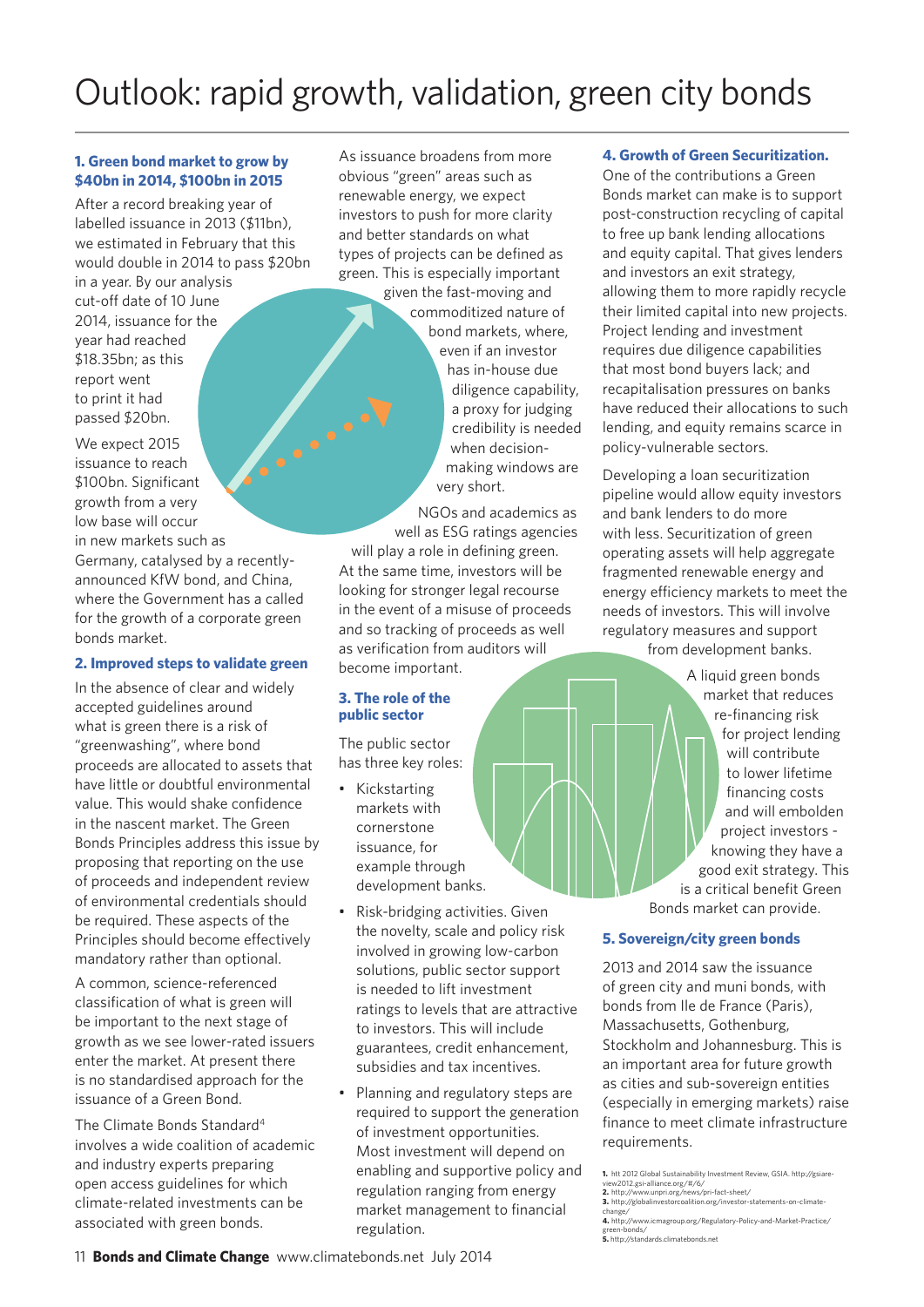# Outlook: rapid growth, validation, green city bonds

### 1. Green bond market to grow by $40bn in 2014, $100bn in 2015

After a record breaking year of labelled issuance in 2013 ($11bn), we estimated in February that this would double in 2014 to pass $20bn in a year. By our analysis cut-off date of 10 June 2014, issuance for the year had reached $18.35bn; as this report went to print it had passed $20bn.

We expect 2015 issuance to reach $100bn. Significant growth from a very low base will occur in new markets such as Germany, catalysed by a recently-announced KfW bond, and China, where the Government has a called for the growth of a corporate green bonds market.

### 2. Improved steps to validate green

In the absence of clear and widely accepted guidelines around what is green there is a risk of "greenwashing", where bond proceeds are allocated to assets that have little or doubtful environmental value. This would shake confidence in the nascent market. The Green Bonds Principles address this issue by proposing that reporting on the use of proceeds and independent review of environmental credentials should be required. These aspects of the Principles should become effectively mandatory rather than optional.

A common, science-referenced classification of what is green will be important to the next stage of growth as we see lower-rated issuers enter the market. At present there is no standardised approach for the issuance of a Green Bond.

The Climate Bonds Standard[4] involves a wide coalition of academic and industry experts preparing open access guidelines for which climate-related investments can be associated with green bonds.

As issuance broadens from more obvious "green" areas such as renewable energy, we expect investors to push for more clarity and better standards on what types of projects can be defined as green. This is especially important given the fast-moving and commoditized nature of bond markets, where, even if an investor has in-house due diligence capability, a proxy for judging credibility is needed when decision-making windows are very short.

NGOs and academics as well as ESG ratings agencies will play a role in defining green. At the same time, investors will be looking for stronger legal recourse in the event of a misuse of proceeds and so tracking of proceeds as well as verification from auditors will become important.

### 3. The role of the public sector

The public sector has three key roles:

- Kickstarting markets with cornerstone issuance, for example through development banks.
- Risk-bridging activities. Given the novelty, scale and policy risk involved in growing low-carbon solutions, public sector support is needed to lift investment ratings to levels that are attractive to investors. This will include guarantees, credit enhancement, subsidies and tax incentives.
- Planning and regulatory steps are required to support the generation of investment opportunities. Most investment will depend on enabling and supportive policy and regulation ranging from energy market management to financial regulation.

### 4. Growth of Green Securitization.

One of the contributions a Green Bonds market can make is to support post-construction recycling of capital to free up bank lending allocations and equity capital. That gives lenders and investors an exit strategy, allowing them to more rapidly recycle their limited capital into new projects. Project lending and investment requires due diligence capabilities that most bond buyers lack; and recapitalisation pressures on banks have reduced their allocations to such lending, and equity remains scarce in policy-vulnerable sectors.

Developing a loan securitization pipeline would allow equity investors and bank lenders to do more with less. Securitization of green operating assets will help aggregate fragmented renewable energy and energy efficiency markets to meet the needs of investors. This will involve regulatory measures and support from development banks.

A liquid green bonds market that reduces re-financing risk for project lending will contribute to lower lifetime financing costs and will embolden project investors - knowing they have a good exit strategy. This is a critical benefit Green Bonds market can provide.

### 5. Sovereign/city green bonds

2013 and 2014 saw the issuance of green city and muni bonds, with bonds from Ile de France (Paris), Massachusetts, Gothenburg, Stockholm and Johannesburg. This is an important area for future growth as cities and sub-sovereign entities (especially in emerging markets) raise finance to meet climate infrastructure requirements.

---

1. htt 2012 Global Sustainability Investment Review, GSIA. http://gsiare-view2012.gsi-alliance.org/#/6/
2. http://www.unpri.org/news/pri-fact-sheet/
3. http://globalinvestorcoalition.org/investor-statements-on-climate-change/
4. http://www.icmagroup.org/Regulatory-Policy-and-Market-Practice/green-bonds/
5. http://standards.climatebonds.net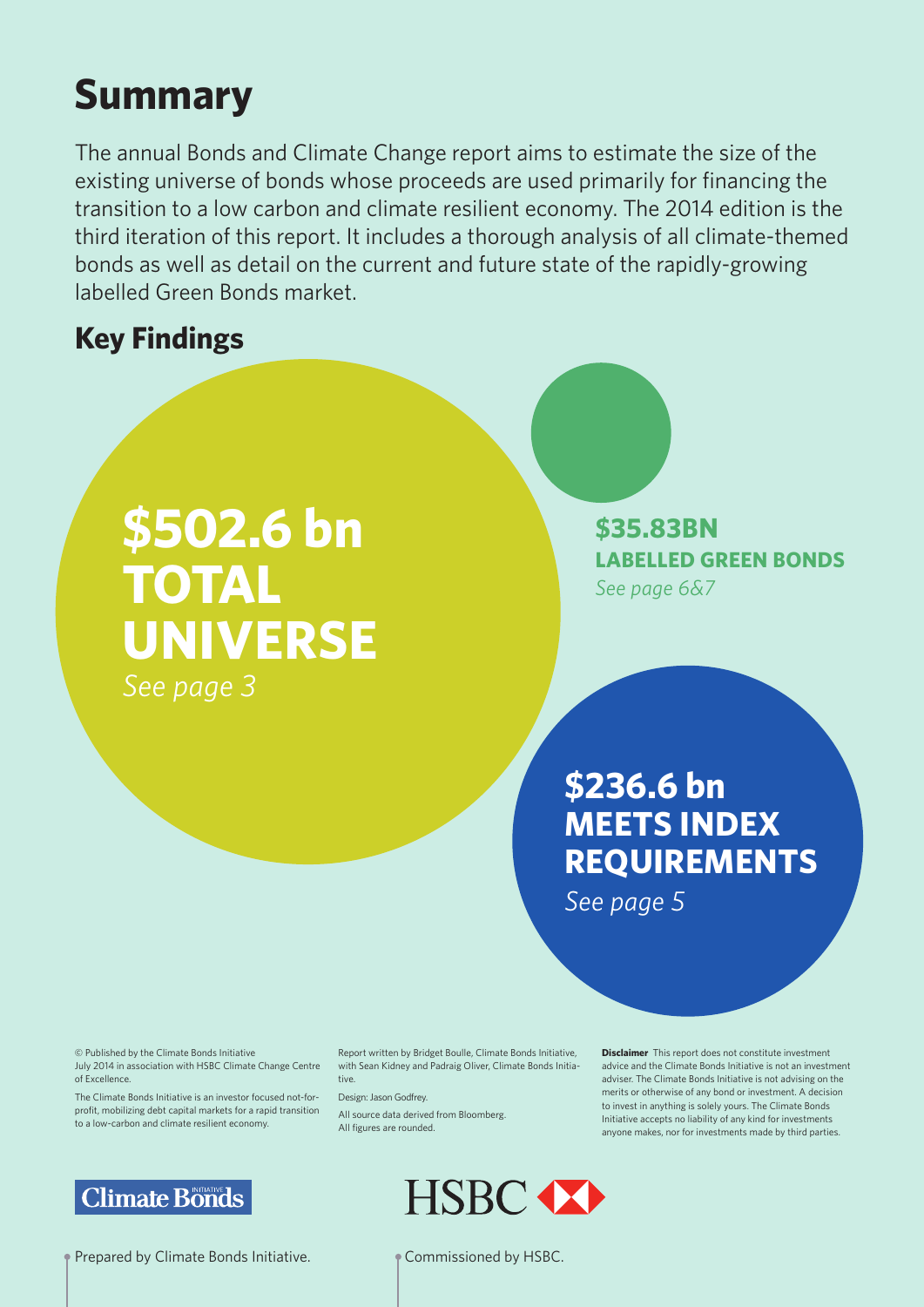# Summary

The annual Bonds and Climate Change report aims to estimate the size of the existing universe of bonds whose proceeds are used primarily for financing the transition to a low carbon and climate resilient economy. The 2014 edition is the third iteration of this report. It includes a thorough analysis of all climate-themed bonds as well as detail on the current and future state of the rapidly-growing labelled Green Bonds market.

## Key Findings

**$502.6 bn TOTAL UNIVERSE**
*See page 3*

**$35.83BN LABELLED GREEN BONDS**
*See page 6&7*

**$236.6 bn MEETS INDEX REQUIREMENTS**
*See page 5*

© Published by the Climate Bonds Initiative July 2014 in association with HSBC Climate Change Centre of Excellence.

The Climate Bonds Initiative is an investor focused not-for-profit, mobilizing debt capital markets for a rapid transition to a low-carbon and climate resilient economy.

Report written by Bridget Boulle, Climate Bonds Initiative, with Sean Kidney and Padraig Oliver, Climate Bonds Initiative.

Design: Jason Godfrey.

All source data derived from Bloomberg.
All figures are rounded.

**Disclaimer** This report does not constitute investment advice and the Climate Bonds Initiative is not an investment adviser. The Climate Bonds Initiative is not advising on the merits or otherwise of any bond or investment. A decision to invest in anything is solely yours. The Climate Bonds Initiative accepts no liability of any kind for investments anyone makes, nor for investments made by third parties.

Climate Bonds INITIATIVE

HSBC

Prepared by Climate Bonds Initiative.

Commissioned by HSBC.